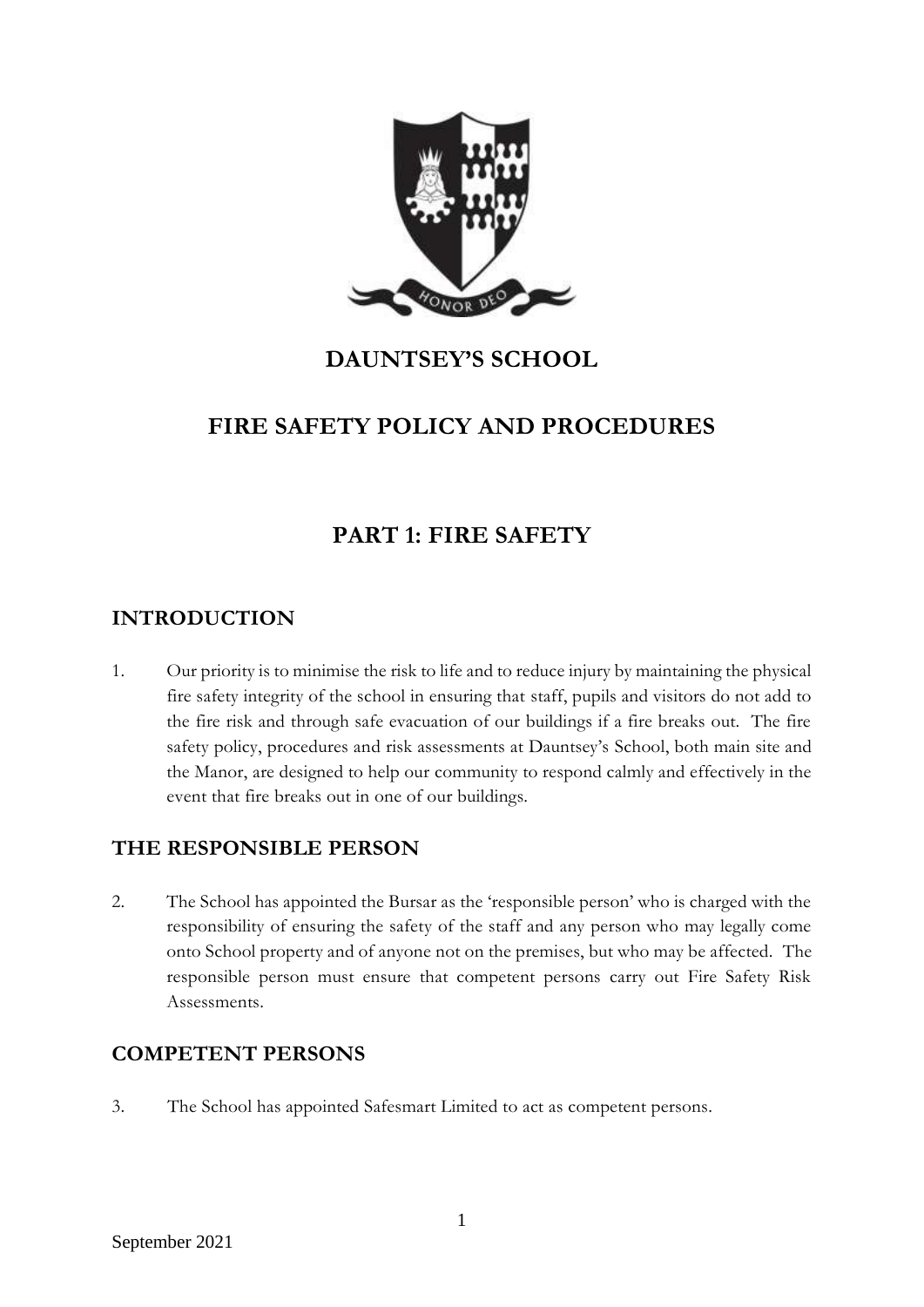# DAUNTSEY'S SCHOOL

# FIRE SAFETY POLICY AND PROCEDURES

## PART 1: FIRE SAFETY

### INTRODUCTION

1. Our priority is to minimise the risk to life and to reduce injury by maintaining the physical fire safety integrity of the school in ensuring that staff, pupils and visitors do not add to the fire risk and through safe evacuation of our buildings if a fire breaks out. The fire safety policy, procedures and risk assessments at Dauntsey's School, both main site and the Manor, are designed to help our community to respond calmly and effectively in the event that fire breaks out in one of our buildings.

### THE RESPONSIBLE PERSON

2. The School has appointed the Bursar as the 'responsible person' who is charged with the responsibility of ensuring the safety of the staff and any person who may legally come onto School property and of anyone not on the premises, but who may be affected. The responsible person must ensure that competent persons carry out Fire Safety Risk Assessments.

### COMPETENT PERSONS

3. The School has appointed Safesmart Limited to act as competent persons.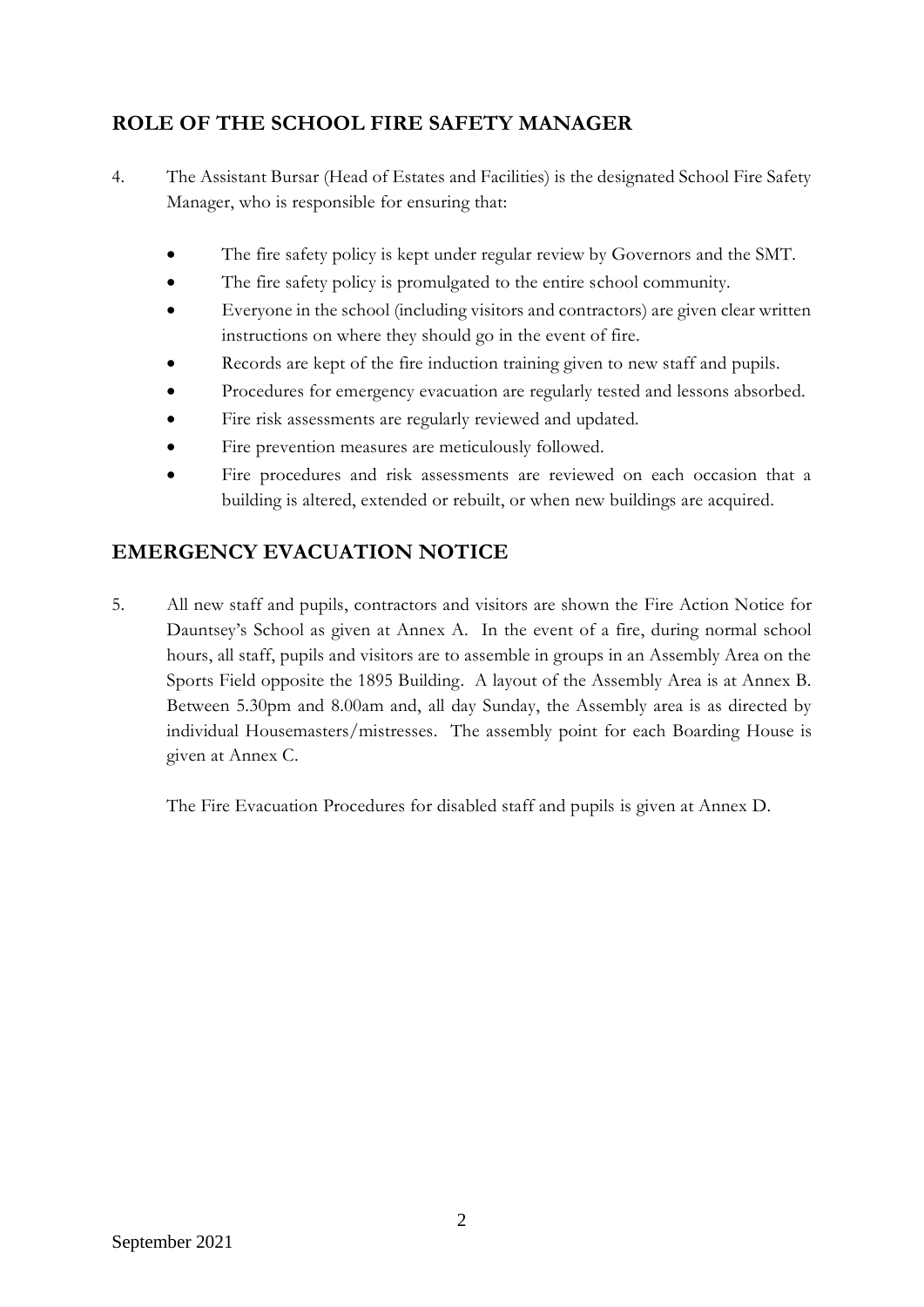## ROLE OF THE SCHOOL FIRE SAFETY MANAGER

4. The Assistant Bursar (Head of Estates and Facilities) is the designated School Fire Safety Manager, who is responsible for ensuring that:

   - The fire safety policy is kept under regular review by Governors and the SMT.
   - The fire safety policy is promulgated to the entire school community.
   - Everyone in the school (including visitors and contractors) are given clear written instructions on where they should go in the event of fire.
   - Records are kept of the fire induction training given to new staff and pupils.
   - Procedures for emergency evacuation are regularly tested and lessons absorbed.
   - Fire risk assessments are regularly reviewed and updated.
   - Fire prevention measures are meticulously followed.
   - Fire procedures and risk assessments are reviewed on each occasion that a building is altered, extended or rebuilt, or when new buildings are acquired.

## EMERGENCY EVACUATION NOTICE

5. All new staff and pupils, contractors and visitors are shown the Fire Action Notice for Dauntsey's School as given at Annex A. In the event of a fire, during normal school hours, all staff, pupils and visitors are to assemble in groups in an Assembly Area on the Sports Field opposite the 1895 Building. A layout of the Assembly Area is at Annex B. Between 5.30pm and 8.00am and, all day Sunday, the Assembly area is as directed by individual Housemasters/mistresses. The assembly point for each Boarding House is given at Annex C.

   The Fire Evacuation Procedures for disabled staff and pupils is given at Annex D.

September 2021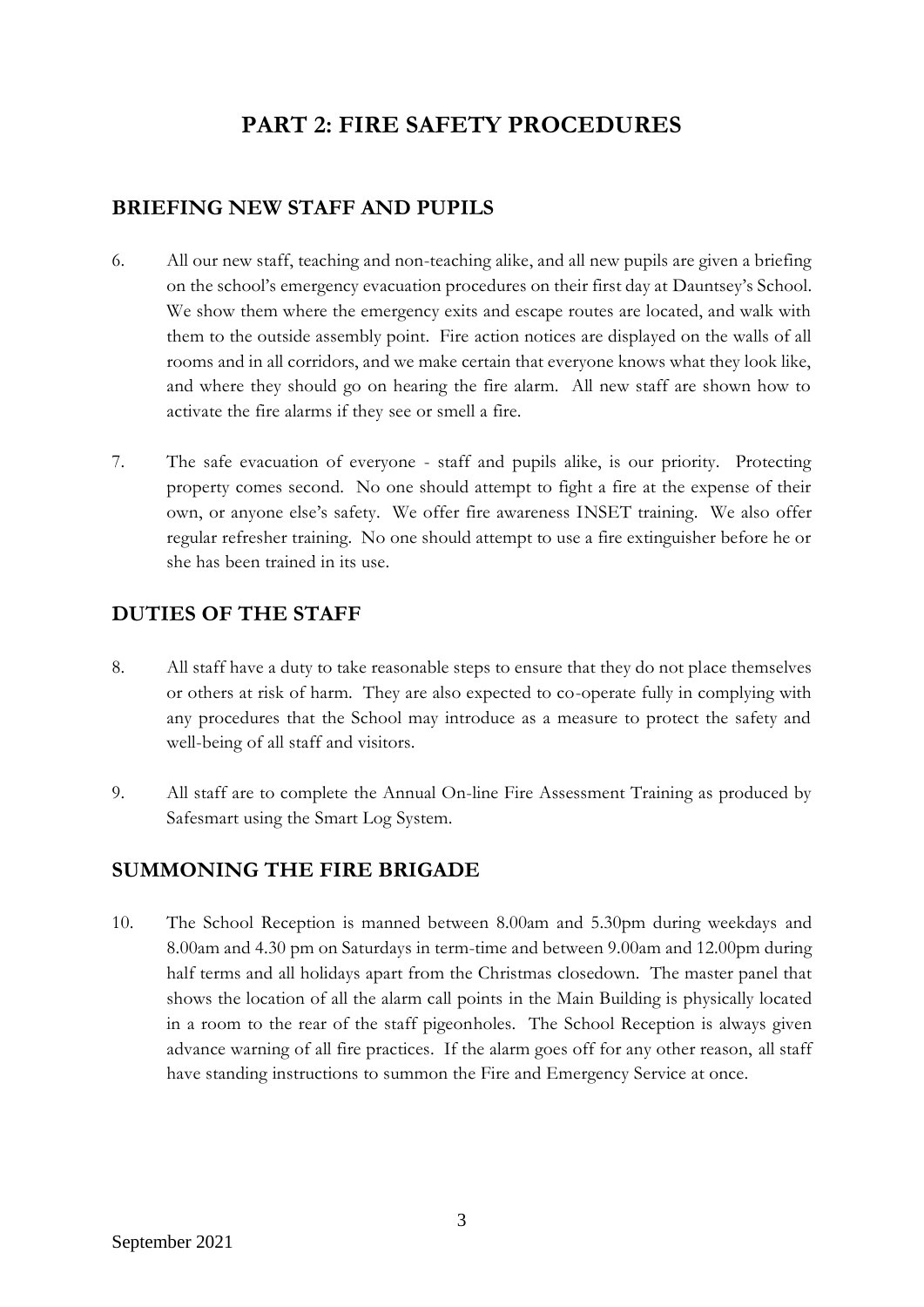# PART 2: FIRE SAFETY PROCEDURES

## BRIEFING NEW STAFF AND PUPILS

6. All our new staff, teaching and non-teaching alike, and all new pupils are given a briefing on the school's emergency evacuation procedures on their first day at Dauntsey's School. We show them where the emergency exits and escape routes are located, and walk with them to the outside assembly point. Fire action notices are displayed on the walls of all rooms and in all corridors, and we make certain that everyone knows what they look like, and where they should go on hearing the fire alarm. All new staff are shown how to activate the fire alarms if they see or smell a fire.

7. The safe evacuation of everyone - staff and pupils alike, is our priority. Protecting property comes second. No one should attempt to fight a fire at the expense of their own, or anyone else's safety. We offer fire awareness INSET training. We also offer regular refresher training. No one should attempt to use a fire extinguisher before he or she has been trained in its use.

## DUTIES OF THE STAFF

8. All staff have a duty to take reasonable steps to ensure that they do not place themselves or others at risk of harm. They are also expected to co-operate fully in complying with any procedures that the School may introduce as a measure to protect the safety and well-being of all staff and visitors.

9. All staff are to complete the Annual On-line Fire Assessment Training as produced by Safesmart using the Smart Log System.

## SUMMONING THE FIRE BRIGADE

10. The School Reception is manned between 8.00am and 5.30pm during weekdays and 8.00am and 4.30 pm on Saturdays in term-time and between 9.00am and 12.00pm during half terms and all holidays apart from the Christmas closedown. The master panel that shows the location of all the alarm call points in the Main Building is physically located in a room to the rear of the staff pigeonholes. The School Reception is always given advance warning of all fire practices. If the alarm goes off for any other reason, all staff have standing instructions to summon the Fire and Emergency Service at once.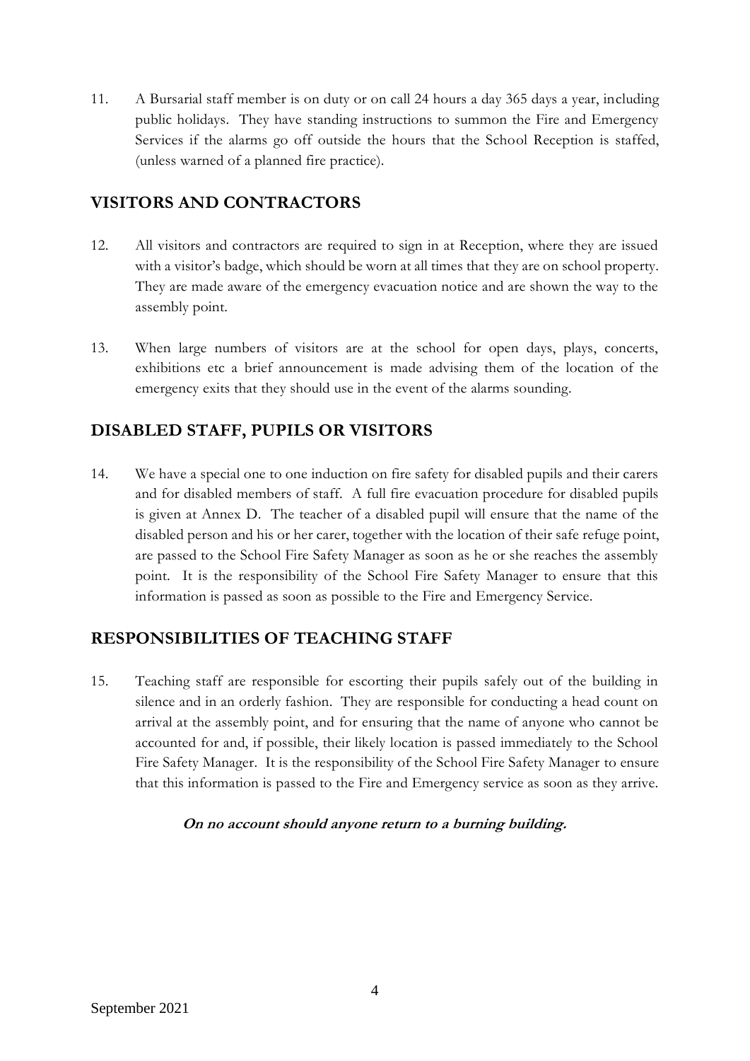11. A Bursarial staff member is on duty or on call 24 hours a day 365 days a year, including public holidays. They have standing instructions to summon the Fire and Emergency Services if the alarms go off outside the hours that the School Reception is staffed, (unless warned of a planned fire practice).

## VISITORS AND CONTRACTORS

12. All visitors and contractors are required to sign in at Reception, where they are issued with a visitor's badge, which should be worn at all times that they are on school property. They are made aware of the emergency evacuation notice and are shown the way to the assembly point.

13. When large numbers of visitors are at the school for open days, plays, concerts, exhibitions etc a brief announcement is made advising them of the location of the emergency exits that they should use in the event of the alarms sounding.

## DISABLED STAFF, PUPILS OR VISITORS

14. We have a special one to one induction on fire safety for disabled pupils and their carers and for disabled members of staff. A full fire evacuation procedure for disabled pupils is given at Annex D. The teacher of a disabled pupil will ensure that the name of the disabled person and his or her carer, together with the location of their safe refuge point, are passed to the School Fire Safety Manager as soon as he or she reaches the assembly point. It is the responsibility of the School Fire Safety Manager to ensure that this information is passed as soon as possible to the Fire and Emergency Service.

## RESPONSIBILITIES OF TEACHING STAFF

15. Teaching staff are responsible for escorting their pupils safely out of the building in silence and in an orderly fashion. They are responsible for conducting a head count on arrival at the assembly point, and for ensuring that the name of anyone who cannot be accounted for and, if possible, their likely location is passed immediately to the School Fire Safety Manager. It is the responsibility of the School Fire Safety Manager to ensure that this information is passed to the Fire and Emergency service as soon as they arrive.

***On no account should anyone return to a burning building.***

September 2021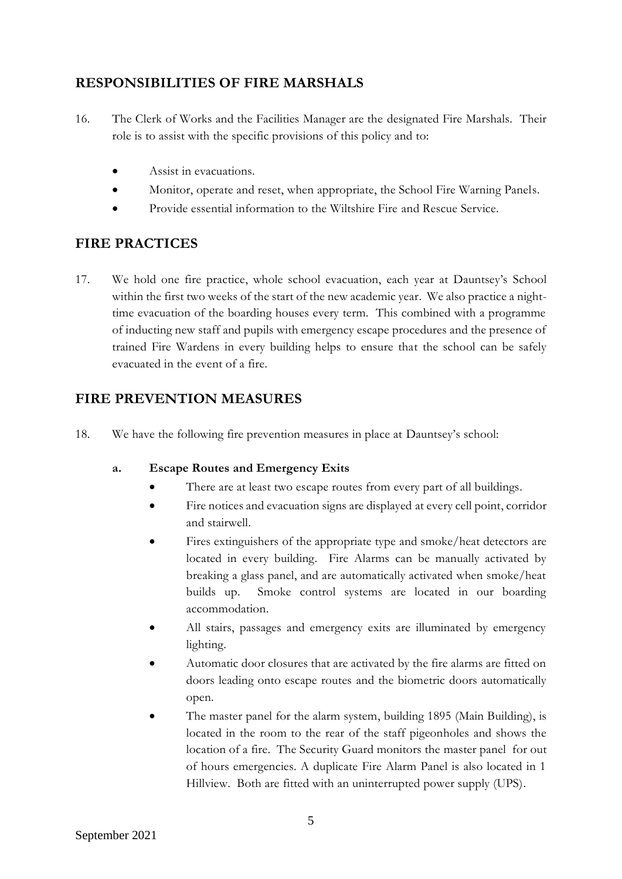## RESPONSIBILITIES OF FIRE MARSHALS

16. The Clerk of Works and the Facilities Manager are the designated Fire Marshals. Their role is to assist with the specific provisions of this policy and to:

    - Assist in evacuations.
    - Monitor, operate and reset, when appropriate, the School Fire Warning Panels.
    - Provide essential information to the Wiltshire Fire and Rescue Service.

## FIRE PRACTICES

17. We hold one fire practice, whole school evacuation, each year at Dauntsey's School within the first two weeks of the start of the new academic year. We also practice a night-time evacuation of the boarding houses every term. This combined with a programme of inducting new staff and pupils with emergency escape procedures and the presence of trained Fire Wardens in every building helps to ensure that the school can be safely evacuated in the event of a fire.

## FIRE PREVENTION MEASURES

18. We have the following fire prevention measures in place at Dauntsey's school:

    **a. Escape Routes and Emergency Exits**

    - There are at least two escape routes from every part of all buildings.
    - Fire notices and evacuation signs are displayed at every cell point, corridor and stairwell.
    - Fires extinguishers of the appropriate type and smoke/heat detectors are located in every building. Fire Alarms can be manually activated by breaking a glass panel, and are automatically activated when smoke/heat builds up. Smoke control systems are located in our boarding accommodation.
    - All stairs, passages and emergency exits are illuminated by emergency lighting.
    - Automatic door closures that are activated by the fire alarms are fitted on doors leading onto escape routes and the biometric doors automatically open.
    - The master panel for the alarm system, building 1895 (Main Building), is located in the room to the rear of the staff pigeonholes and shows the location of a fire. The Security Guard monitors the master panel for out of hours emergencies. A duplicate Fire Alarm Panel is also located in 1 Hillview. Both are fitted with an uninterrupted power supply (UPS).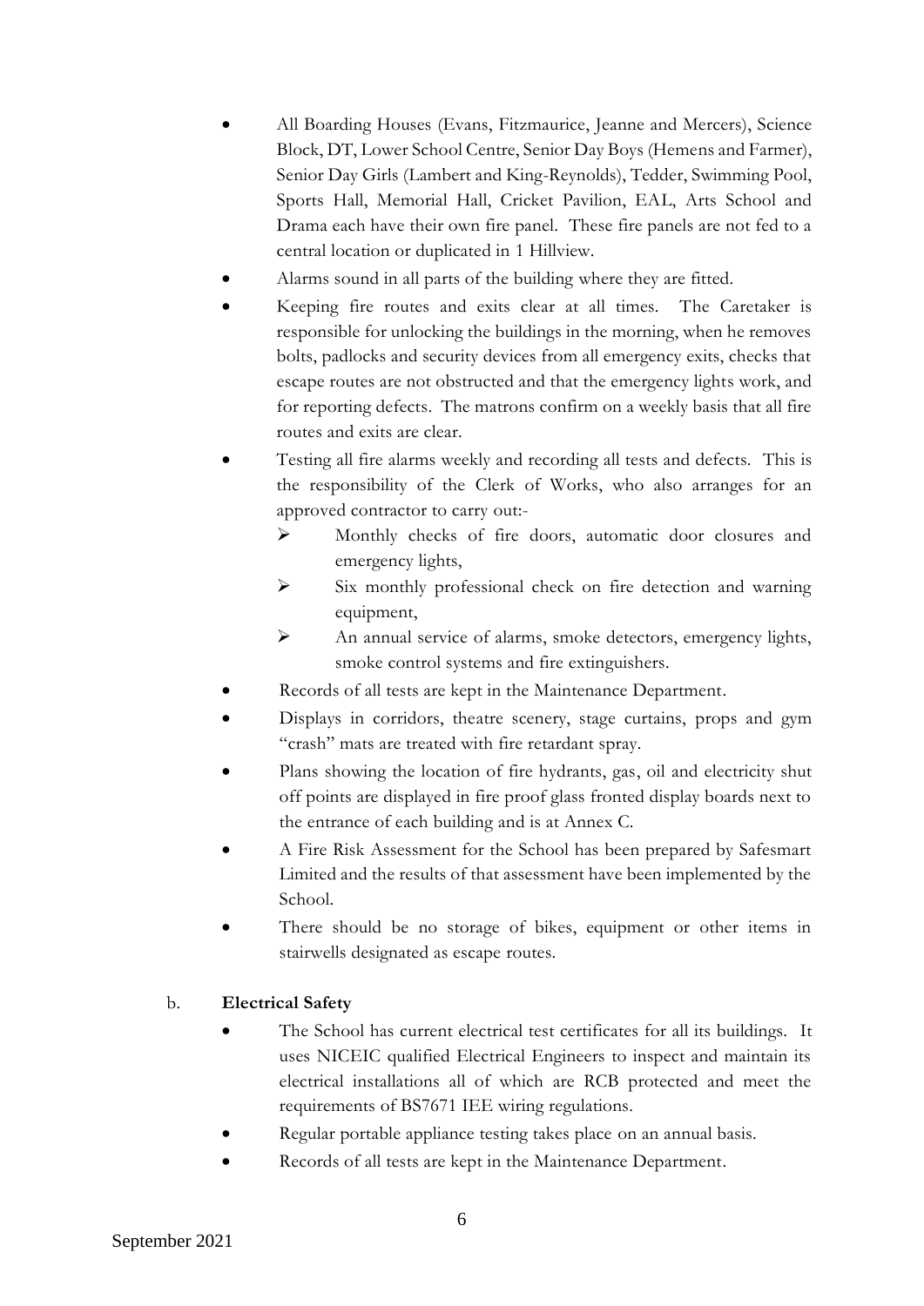- All Boarding Houses (Evans, Fitzmaurice, Jeanne and Mercers), Science Block, DT, Lower School Centre, Senior Day Boys (Hemens and Farmer), Senior Day Girls (Lambert and King-Reynolds), Tedder, Swimming Pool, Sports Hall, Memorial Hall, Cricket Pavilion, EAL, Arts School and Drama each have their own fire panel. These fire panels are not fed to a central location or duplicated in 1 Hillview.
- Alarms sound in all parts of the building where they are fitted.
- Keeping fire routes and exits clear at all times. The Caretaker is responsible for unlocking the buildings in the morning, when he removes bolts, padlocks and security devices from all emergency exits, checks that escape routes are not obstructed and that the emergency lights work, and for reporting defects. The matrons confirm on a weekly basis that all fire routes and exits are clear.
- Testing all fire alarms weekly and recording all tests and defects. This is the responsibility of the Clerk of Works, who also arranges for an approved contractor to carry out:-
  - Monthly checks of fire doors, automatic door closures and emergency lights,
  - Six monthly professional check on fire detection and warning equipment,
  - An annual service of alarms, smoke detectors, emergency lights, smoke control systems and fire extinguishers.
- Records of all tests are kept in the Maintenance Department.
- Displays in corridors, theatre scenery, stage curtains, props and gym "crash" mats are treated with fire retardant spray.
- Plans showing the location of fire hydrants, gas, oil and electricity shut off points are displayed in fire proof glass fronted display boards next to the entrance of each building and is at Annex C.
- A Fire Risk Assessment for the School has been prepared by Safesmart Limited and the results of that assessment have been implemented by the School.
- There should be no storage of bikes, equipment or other items in stairwells designated as escape routes.

b. **Electrical Safety**

- The School has current electrical test certificates for all its buildings. It uses NICEIC qualified Electrical Engineers to inspect and maintain its electrical installations all of which are RCB protected and meet the requirements of BS7671 IEE wiring regulations.
- Regular portable appliance testing takes place on an annual basis.
- Records of all tests are kept in the Maintenance Department.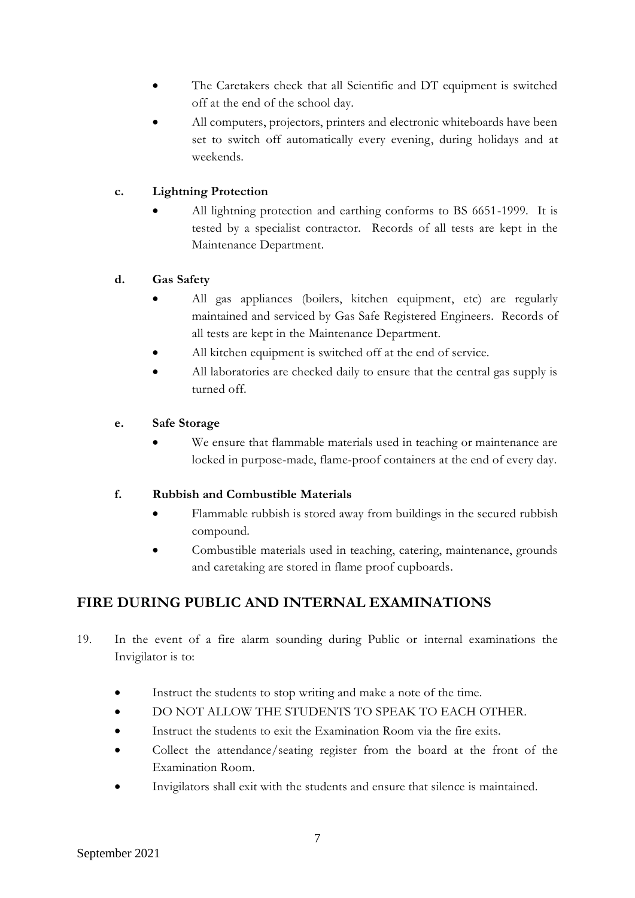- The Caretakers check that all Scientific and DT equipment is switched off at the end of the school day.
- All computers, projectors, printers and electronic whiteboards have been set to switch off automatically every evening, during holidays and at weekends.

**c. Lightning Protection**

- All lightning protection and earthing conforms to BS 6651-1999. It is tested by a specialist contractor. Records of all tests are kept in the Maintenance Department.

**d. Gas Safety**

- All gas appliances (boilers, kitchen equipment, etc) are regularly maintained and serviced by Gas Safe Registered Engineers. Records of all tests are kept in the Maintenance Department.
- All kitchen equipment is switched off at the end of service.
- All laboratories are checked daily to ensure that the central gas supply is turned off.

**e. Safe Storage**

- We ensure that flammable materials used in teaching or maintenance are locked in purpose-made, flame-proof containers at the end of every day.

**f. Rubbish and Combustible Materials**

- Flammable rubbish is stored away from buildings in the secured rubbish compound.
- Combustible materials used in teaching, catering, maintenance, grounds and caretaking are stored in flame proof cupboards.

## FIRE DURING PUBLIC AND INTERNAL EXAMINATIONS

19. In the event of a fire alarm sounding during Public or internal examinations the Invigilator is to:

- Instruct the students to stop writing and make a note of the time.
- DO NOT ALLOW THE STUDENTS TO SPEAK TO EACH OTHER.
- Instruct the students to exit the Examination Room via the fire exits.
- Collect the attendance/seating register from the board at the front of the Examination Room.
- Invigilators shall exit with the students and ensure that silence is maintained.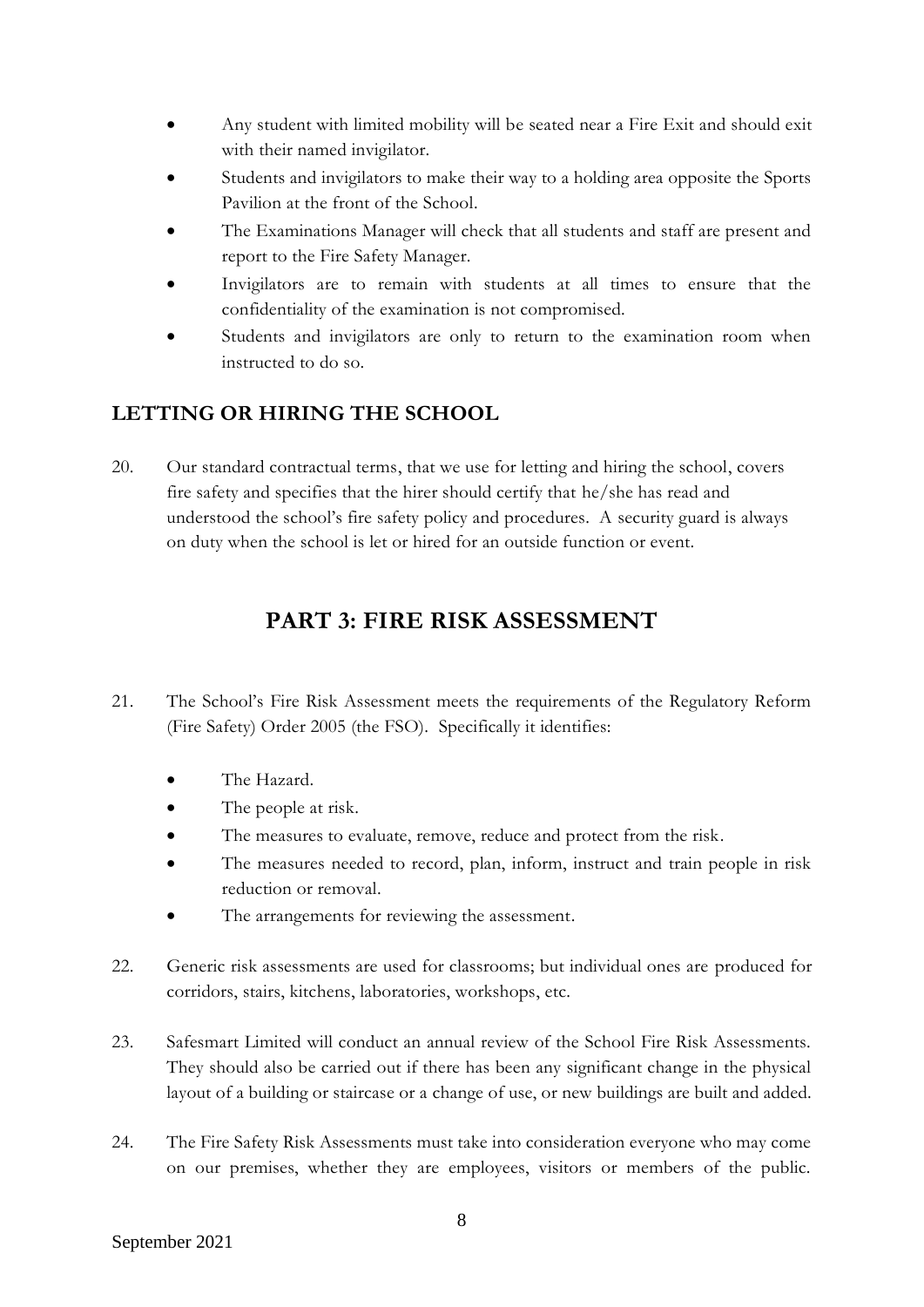- Any student with limited mobility will be seated near a Fire Exit and should exit with their named invigilator.
- Students and invigilators to make their way to a holding area opposite the Sports Pavilion at the front of the School.
- The Examinations Manager will check that all students and staff are present and report to the Fire Safety Manager.
- Invigilators are to remain with students at all times to ensure that the confidentiality of the examination is not compromised.
- Students and invigilators are only to return to the examination room when instructed to do so.

### LETTING OR HIRING THE SCHOOL

20. Our standard contractual terms, that we use for letting and hiring the school, covers fire safety and specifies that the hirer should certify that he/she has read and understood the school's fire safety policy and procedures. A security guard is always on duty when the school is let or hired for an outside function or event.

## PART 3: FIRE RISK ASSESSMENT

21. The School's Fire Risk Assessment meets the requirements of the Regulatory Reform (Fire Safety) Order 2005 (the FSO). Specifically it identifies:

    - The Hazard.
    - The people at risk.
    - The measures to evaluate, remove, reduce and protect from the risk.
    - The measures needed to record, plan, inform, instruct and train people in risk reduction or removal.
    - The arrangements for reviewing the assessment.

22. Generic risk assessments are used for classrooms; but individual ones are produced for corridors, stairs, kitchens, laboratories, workshops, etc.

23. Safesmart Limited will conduct an annual review of the School Fire Risk Assessments. They should also be carried out if there has been any significant change in the physical layout of a building or staircase or a change of use, or new buildings are built and added.

24. The Fire Safety Risk Assessments must take into consideration everyone who may come on our premises, whether they are employees, visitors or members of the public.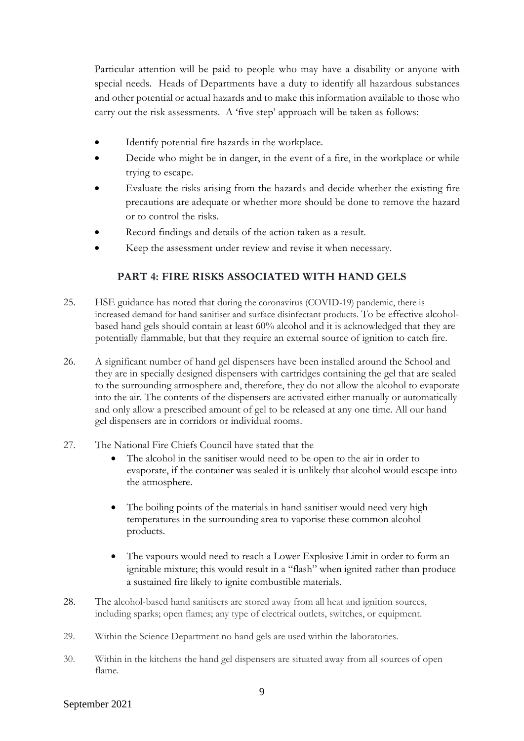Particular attention will be paid to people who may have a disability or anyone with special needs. Heads of Departments have a duty to identify all hazardous substances and other potential or actual hazards and to make this information available to those who carry out the risk assessments. A 'five step' approach will be taken as follows:

- Identify potential fire hazards in the workplace.
- Decide who might be in danger, in the event of a fire, in the workplace or while trying to escape.
- Evaluate the risks arising from the hazards and decide whether the existing fire precautions are adequate or whether more should be done to remove the hazard or to control the risks.
- Record findings and details of the action taken as a result.
- Keep the assessment under review and revise it when necessary.

## PART 4: FIRE RISKS ASSOCIATED WITH HAND GELS

25. HSE guidance has noted that during the coronavirus (COVID-19) pandemic, there is increased demand for hand sanitiser and surface disinfectant products. To be effective alcohol-based hand gels should contain at least 60% alcohol and it is acknowledged that they are potentially flammable, but that they require an external source of ignition to catch fire.

26. A significant number of hand gel dispensers have been installed around the School and they are in specially designed dispensers with cartridges containing the gel that are sealed to the surrounding atmosphere and, therefore, they do not allow the alcohol to evaporate into the air. The contents of the dispensers are activated either manually or automatically and only allow a prescribed amount of gel to be released at any one time. All our hand gel dispensers are in corridors or individual rooms.

27. The National Fire Chiefs Council have stated that the
    - The alcohol in the sanitiser would need to be open to the air in order to evaporate, if the container was sealed it is unlikely that alcohol would escape into the atmosphere.
    - The boiling points of the materials in hand sanitiser would need very high temperatures in the surrounding area to vaporise these common alcohol products.
    - The vapours would need to reach a Lower Explosive Limit in order to form an ignitable mixture; this would result in a "flash" when ignited rather than produce a sustained fire likely to ignite combustible materials.

28. The alcohol-based hand sanitisers are stored away from all heat and ignition sources, including sparks; open flames; any type of electrical outlets, switches, or equipment.

29. Within the Science Department no hand gels are used within the laboratories.

30. Within in the kitchens the hand gel dispensers are situated away from all sources of open flame.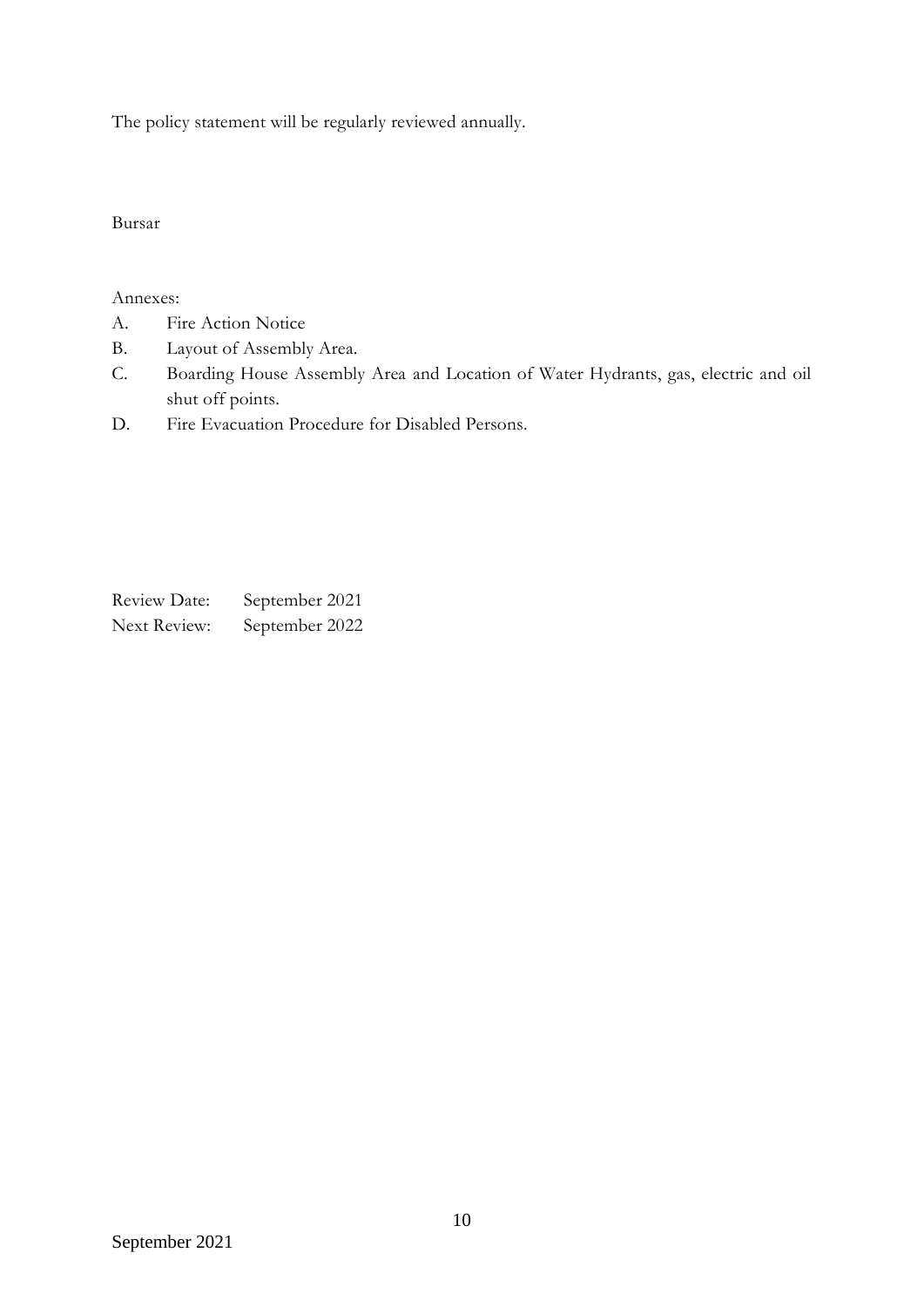The policy statement will be regularly reviewed annually.

Bursar

Annexes:

A. Fire Action Notice
B. Layout of Assembly Area.
C. Boarding House Assembly Area and Location of Water Hydrants, gas, electric and oil shut off points.
D. Fire Evacuation Procedure for Disabled Persons.

Review Date: September 2021
Next Review: September 2022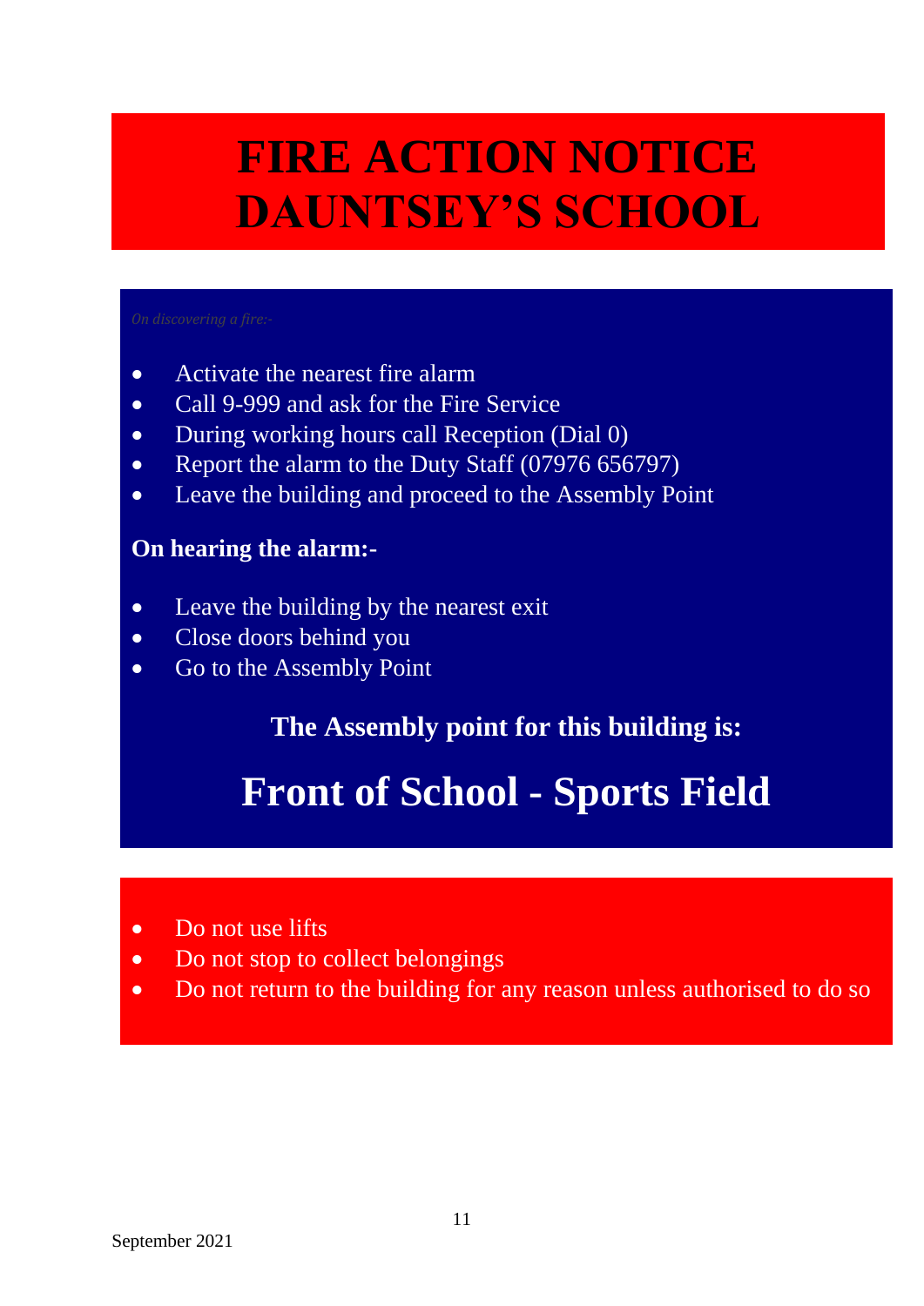# FIRE ACTION NOTICE DAUNTSEY'S SCHOOL

*On discovering a fire:-*

- Activate the nearest fire alarm
- Call 9-999 and ask for the Fire Service
- During working hours call Reception (Dial 0)
- Report the alarm to the Duty Staff (07976 656797)
- Leave the building and proceed to the Assembly Point

**On hearing the alarm:-**

- Leave the building by the nearest exit
- Close doors behind you
- Go to the Assembly Point

**The Assembly point for this building is:**

## Front of School - Sports Field

- Do not use lifts
- Do not stop to collect belongings
- Do not return to the building for any reason unless authorised to do so

September 2021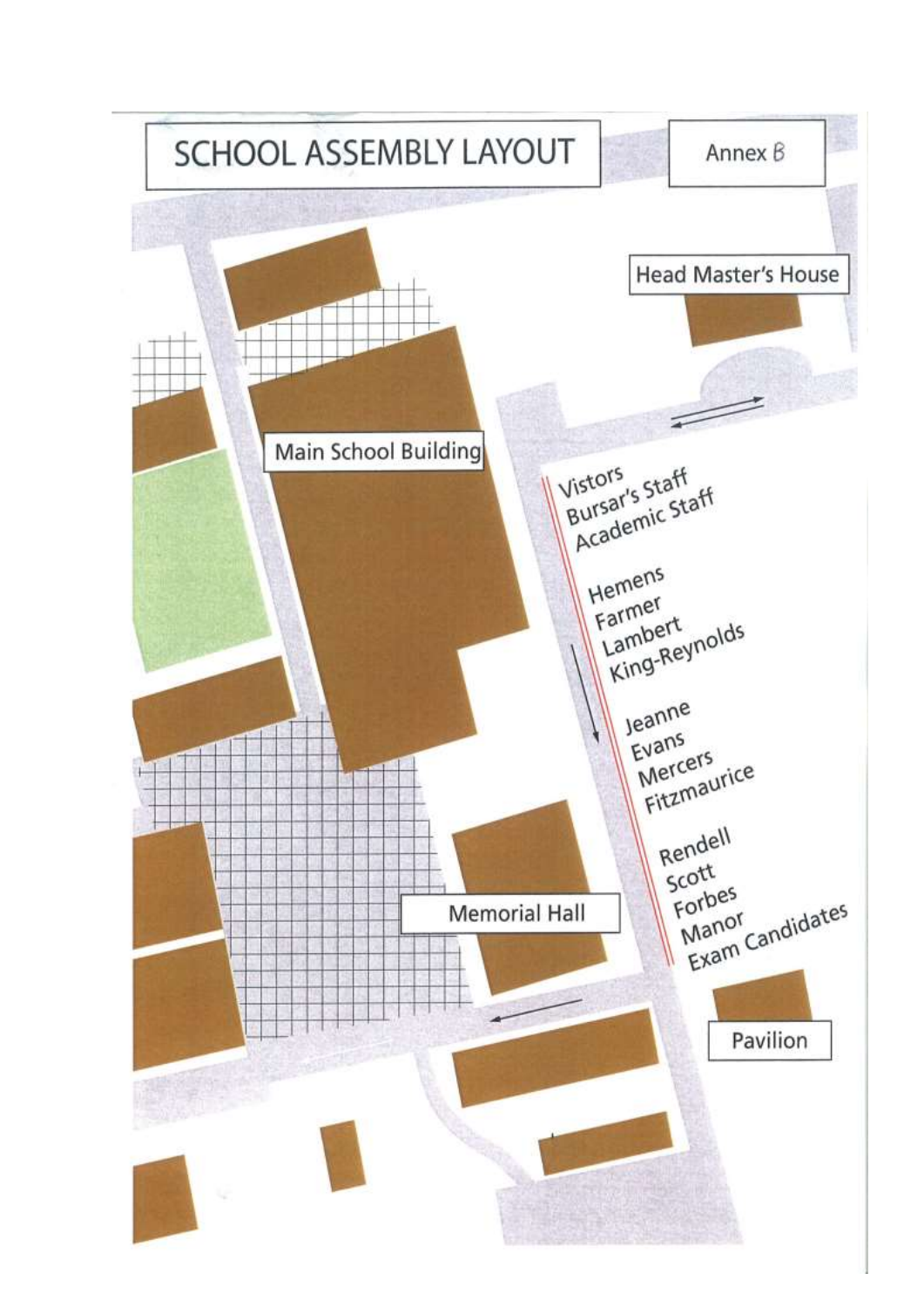# SCHOOL ASSEMBLY LAYOUT

Annex B

Head Master's House

Main School Building

Vistors
Bursar's Staff
Academic Staff

Hemens
Farmer
Lambert
King-Reynolds

Jeanne
Evans
Mercers
Fitzmaurice

Rendell
Scott
Forbes
Manor
Exam Candidates

Memorial Hall

Pavilion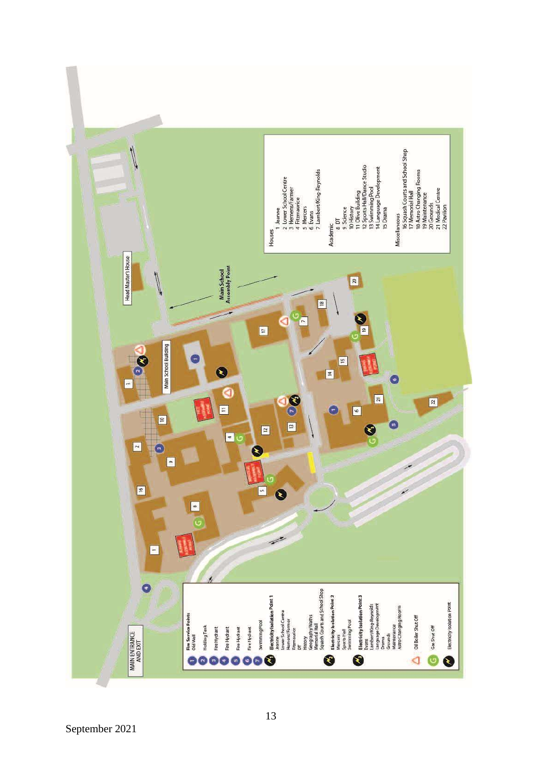Houses
1 Jeanne
2 Lower School Centre
3 Hemens/Farmer
4 Fitzmaurice
5 Mercers
6 Evans
7 Lambert/King-Reynolds

Academic
8 DT
9 Science
10 History
11 Olive Building
12 Sports Hall/Dance Studio
13 Swimming Pool
14 Language Development
15 Drama

Miscellaneous
16 Squash Courts and School Shop
17 Memorial Hall
18 Astro Changing Rooms
19 Maintenance
20 Grounds
21 Medical Centre
22 Pavilion

Head Master's House

Main School Building

Main School Assembly Point

MAIN ENTRANCE AND EXIT

**Fire Service Points**
1 Old Wall
2 Holding Tank
3 Fire Hydrant
4 Fire Hydrant
5 Fire Hydrant
6 Fire Hydrant
7 Swimming Pool

**Electricity Isolation Point 1**
Jeanne
Lower School Centre
Hemens/Farmer
Fitzmaurice
DT
History
Geography/Maths
Memorial Hall
Squash Courts and School Shop

**Electricity Isolation Point 2**
Mercers
Sports Hall
Swimming Pool

**Electricity Isolation Point 3**
Evans
Lambert/King-Reynolds
Language Development
Drama
Grounds
Maintenance
Astro Changing Rooms

Oil Boiler Shut Off

Gas Shut Off

Electricity Isolation Point

September 2021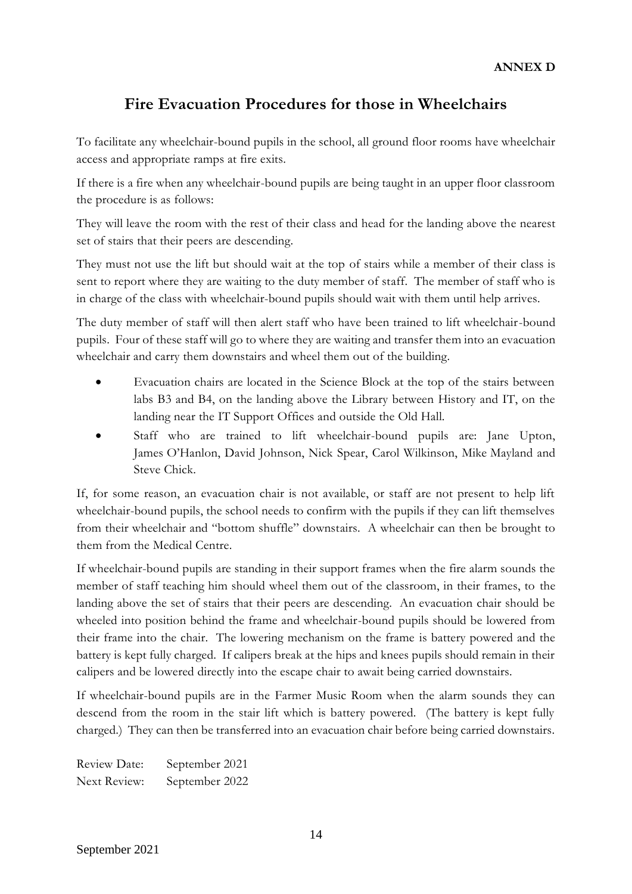**ANNEX D**

# Fire Evacuation Procedures for those in Wheelchairs

To facilitate any wheelchair-bound pupils in the school, all ground floor rooms have wheelchair access and appropriate ramps at fire exits.

If there is a fire when any wheelchair-bound pupils are being taught in an upper floor classroom the procedure is as follows:

They will leave the room with the rest of their class and head for the landing above the nearest set of stairs that their peers are descending.

They must not use the lift but should wait at the top of stairs while a member of their class is sent to report where they are waiting to the duty member of staff. The member of staff who is in charge of the class with wheelchair-bound pupils should wait with them until help arrives.

The duty member of staff will then alert staff who have been trained to lift wheelchair-bound pupils. Four of these staff will go to where they are waiting and transfer them into an evacuation wheelchair and carry them downstairs and wheel them out of the building.

- Evacuation chairs are located in the Science Block at the top of the stairs between labs B3 and B4, on the landing above the Library between History and IT, on the landing near the IT Support Offices and outside the Old Hall.
- Staff who are trained to lift wheelchair-bound pupils are: Jane Upton, James O'Hanlon, David Johnson, Nick Spear, Carol Wilkinson, Mike Mayland and Steve Chick.

If, for some reason, an evacuation chair is not available, or staff are not present to help lift wheelchair-bound pupils, the school needs to confirm with the pupils if they can lift themselves from their wheelchair and "bottom shuffle" downstairs. A wheelchair can then be brought to them from the Medical Centre.

If wheelchair-bound pupils are standing in their support frames when the fire alarm sounds the member of staff teaching him should wheel them out of the classroom, in their frames, to the landing above the set of stairs that their peers are descending. An evacuation chair should be wheeled into position behind the frame and wheelchair-bound pupils should be lowered from their frame into the chair. The lowering mechanism on the frame is battery powered and the battery is kept fully charged. If calipers break at the hips and knees pupils should remain in their calipers and be lowered directly into the escape chair to await being carried downstairs.

If wheelchair-bound pupils are in the Farmer Music Room when the alarm sounds they can descend from the room in the stair lift which is battery powered. (The battery is kept fully charged.) They can then be transferred into an evacuation chair before being carried downstairs.

Review Date: September 2021
Next Review: September 2022